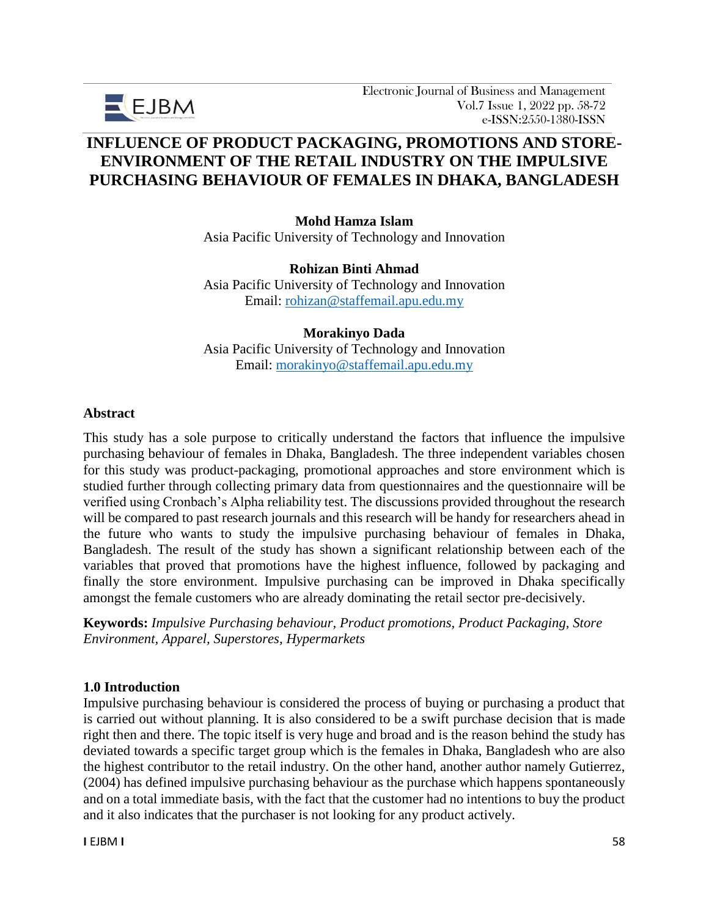# INFLUENCE OF PRODUCT PACKAGING, PROMOTIONS AND STORE-ENVIRONMENT OF THE RETAIL INDUSTRY ON THE IMPULSIVE PURCHASING BEHAVIOUR OF FEMALES IN DHAKA, BANGLADESH

**Mohd Hamza Islam**
Asia Pacific University of Technology and Innovation

**Rohizan Binti Ahmad**
Asia Pacific University of Technology and Innovation
Email: rohizan@staffemail.apu.edu.my

**Morakinyo Dada**
Asia Pacific University of Technology and Innovation
Email: morakinyo@staffemail.apu.edu.my

## Abstract

This study has a sole purpose to critically understand the factors that influence the impulsive purchasing behaviour of females in Dhaka, Bangladesh. The three independent variables chosen for this study was product-packaging, promotional approaches and store environment which is studied further through collecting primary data from questionnaires and the questionnaire will be verified using Cronbach's Alpha reliability test. The discussions provided throughout the research will be compared to past research journals and this research will be handy for researchers ahead in the future who wants to study the impulsive purchasing behaviour of females in Dhaka, Bangladesh. The result of the study has shown a significant relationship between each of the variables that proved that promotions have the highest influence, followed by packaging and finally the store environment. Impulsive purchasing can be improved in Dhaka specifically amongst the female customers who are already dominating the retail sector pre-decisively.

**Keywords:** *Impulsive Purchasing behaviour, Product promotions, Product Packaging, Store Environment, Apparel, Superstores, Hypermarkets*

## 1.0 Introduction

Impulsive purchasing behaviour is considered the process of buying or purchasing a product that is carried out without planning. It is also considered to be a swift purchase decision that is made right then and there. The topic itself is very huge and broad and is the reason behind the study has deviated towards a specific target group which is the females in Dhaka, Bangladesh who are also the highest contributor to the retail industry. On the other hand, another author namely Gutierrez, (2004) has defined impulsive purchasing behaviour as the purchase which happens spontaneously and on a total immediate basis, with the fact that the customer had no intentions to buy the product and it also indicates that the purchaser is not looking for any product actively.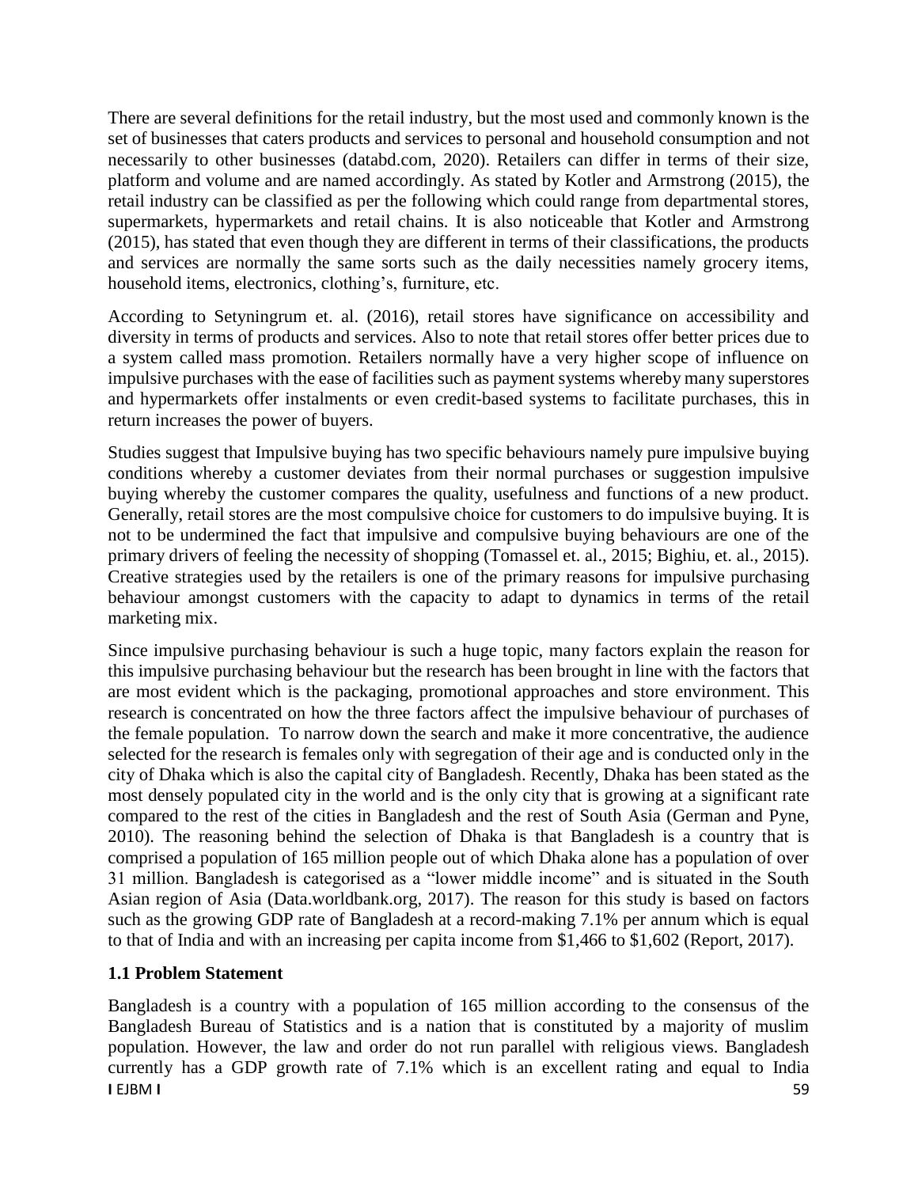There are several definitions for the retail industry, but the most used and commonly known is the set of businesses that caters products and services to personal and household consumption and not necessarily to other businesses (databd.com, 2020). Retailers can differ in terms of their size, platform and volume and are named accordingly. As stated by Kotler and Armstrong (2015), the retail industry can be classified as per the following which could range from departmental stores, supermarkets, hypermarkets and retail chains. It is also noticeable that Kotler and Armstrong (2015), has stated that even though they are different in terms of their classifications, the products and services are normally the same sorts such as the daily necessities namely grocery items, household items, electronics, clothing's, furniture, etc.

According to Setyningrum et. al. (2016), retail stores have significance on accessibility and diversity in terms of products and services. Also to note that retail stores offer better prices due to a system called mass promotion. Retailers normally have a very higher scope of influence on impulsive purchases with the ease of facilities such as payment systems whereby many superstores and hypermarkets offer instalments or even credit-based systems to facilitate purchases, this in return increases the power of buyers.

Studies suggest that Impulsive buying has two specific behaviours namely pure impulsive buying conditions whereby a customer deviates from their normal purchases or suggestion impulsive buying whereby the customer compares the quality, usefulness and functions of a new product. Generally, retail stores are the most compulsive choice for customers to do impulsive buying. It is not to be undermined the fact that impulsive and compulsive buying behaviours are one of the primary drivers of feeling the necessity of shopping (Tomassel et. al., 2015; Bighiu, et. al., 2015). Creative strategies used by the retailers is one of the primary reasons for impulsive purchasing behaviour amongst customers with the capacity to adapt to dynamics in terms of the retail marketing mix.

Since impulsive purchasing behaviour is such a huge topic, many factors explain the reason for this impulsive purchasing behaviour but the research has been brought in line with the factors that are most evident which is the packaging, promotional approaches and store environment. This research is concentrated on how the three factors affect the impulsive behaviour of purchases of the female population. To narrow down the search and make it more concentrative, the audience selected for the research is females only with segregation of their age and is conducted only in the city of Dhaka which is also the capital city of Bangladesh. Recently, Dhaka has been stated as the most densely populated city in the world and is the only city that is growing at a significant rate compared to the rest of the cities in Bangladesh and the rest of South Asia (German and Pyne, 2010). The reasoning behind the selection of Dhaka is that Bangladesh is a country that is comprised a population of 165 million people out of which Dhaka alone has a population of over 31 million. Bangladesh is categorised as a "lower middle income" and is situated in the South Asian region of Asia (Data.worldbank.org, 2017). The reason for this study is based on factors such as the growing GDP rate of Bangladesh at a record-making 7.1% per annum which is equal to that of India and with an increasing per capita income from $1,466 to $1,602 (Report, 2017).

## 1.1 Problem Statement

Bangladesh is a country with a population of 165 million according to the consensus of the Bangladesh Bureau of Statistics and is a nation that is constituted by a majority of muslim population. However, the law and order do not run parallel with religious views. Bangladesh currently has a GDP growth rate of 7.1% which is an excellent rating and equal to India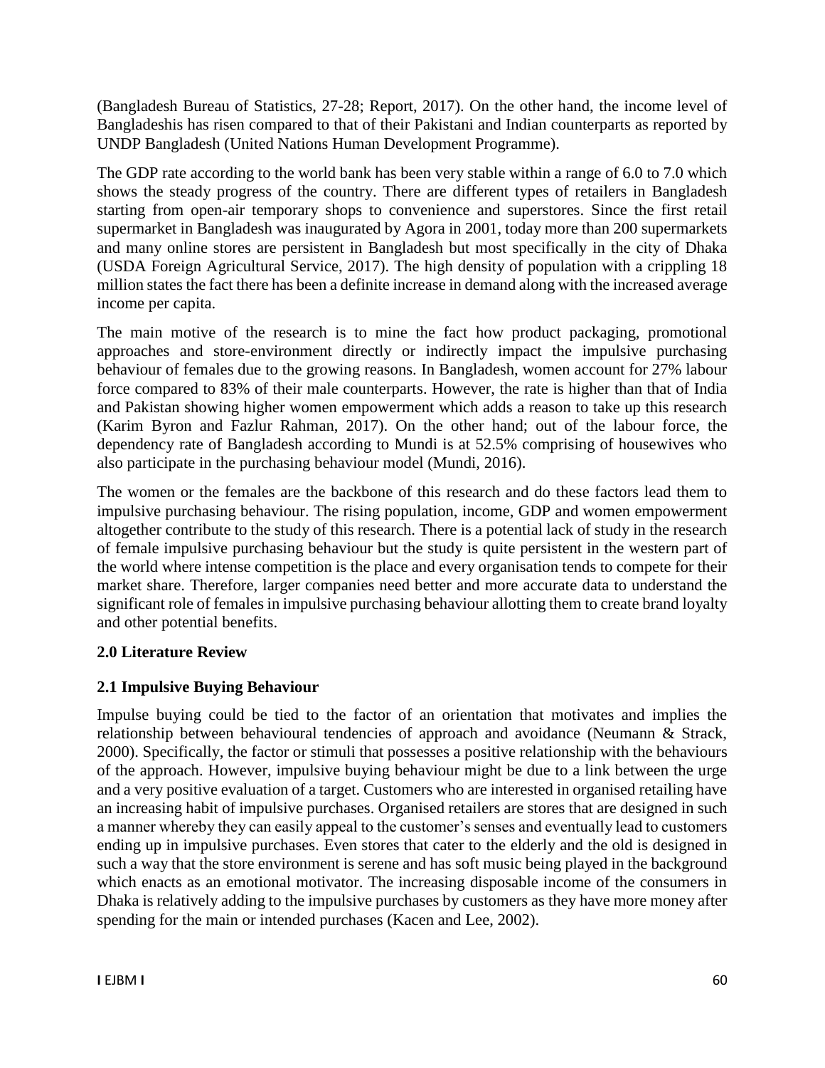(Bangladesh Bureau of Statistics, 27-28; Report, 2017). On the other hand, the income level of Bangladeshis has risen compared to that of their Pakistani and Indian counterparts as reported by UNDP Bangladesh (United Nations Human Development Programme).

The GDP rate according to the world bank has been very stable within a range of 6.0 to 7.0 which shows the steady progress of the country. There are different types of retailers in Bangladesh starting from open-air temporary shops to convenience and superstores. Since the first retail supermarket in Bangladesh was inaugurated by Agora in 2001, today more than 200 supermarkets and many online stores are persistent in Bangladesh but most specifically in the city of Dhaka (USDA Foreign Agricultural Service, 2017). The high density of population with a crippling 18 million states the fact there has been a definite increase in demand along with the increased average income per capita.

The main motive of the research is to mine the fact how product packaging, promotional approaches and store-environment directly or indirectly impact the impulsive purchasing behaviour of females due to the growing reasons. In Bangladesh, women account for 27% labour force compared to 83% of their male counterparts. However, the rate is higher than that of India and Pakistan showing higher women empowerment which adds a reason to take up this research (Karim Byron and Fazlur Rahman, 2017). On the other hand; out of the labour force, the dependency rate of Bangladesh according to Mundi is at 52.5% comprising of housewives who also participate in the purchasing behaviour model (Mundi, 2016).

The women or the females are the backbone of this research and do these factors lead them to impulsive purchasing behaviour. The rising population, income, GDP and women empowerment altogether contribute to the study of this research. There is a potential lack of study in the research of female impulsive purchasing behaviour but the study is quite persistent in the western part of the world where intense competition is the place and every organisation tends to compete for their market share. Therefore, larger companies need better and more accurate data to understand the significant role of females in impulsive purchasing behaviour allotting them to create brand loyalty and other potential benefits.

## 2.0 Literature Review

### 2.1 Impulsive Buying Behaviour

Impulse buying could be tied to the factor of an orientation that motivates and implies the relationship between behavioural tendencies of approach and avoidance (Neumann & Strack, 2000). Specifically, the factor or stimuli that possesses a positive relationship with the behaviours of the approach. However, impulsive buying behaviour might be due to a link between the urge and a very positive evaluation of a target. Customers who are interested in organised retailing have an increasing habit of impulsive purchases. Organised retailers are stores that are designed in such a manner whereby they can easily appeal to the customer's senses and eventually lead to customers ending up in impulsive purchases. Even stores that cater to the elderly and the old is designed in such a way that the store environment is serene and has soft music being played in the background which enacts as an emotional motivator. The increasing disposable income of the consumers in Dhaka is relatively adding to the impulsive purchases by customers as they have more money after spending for the main or intended purchases (Kacen and Lee, 2002).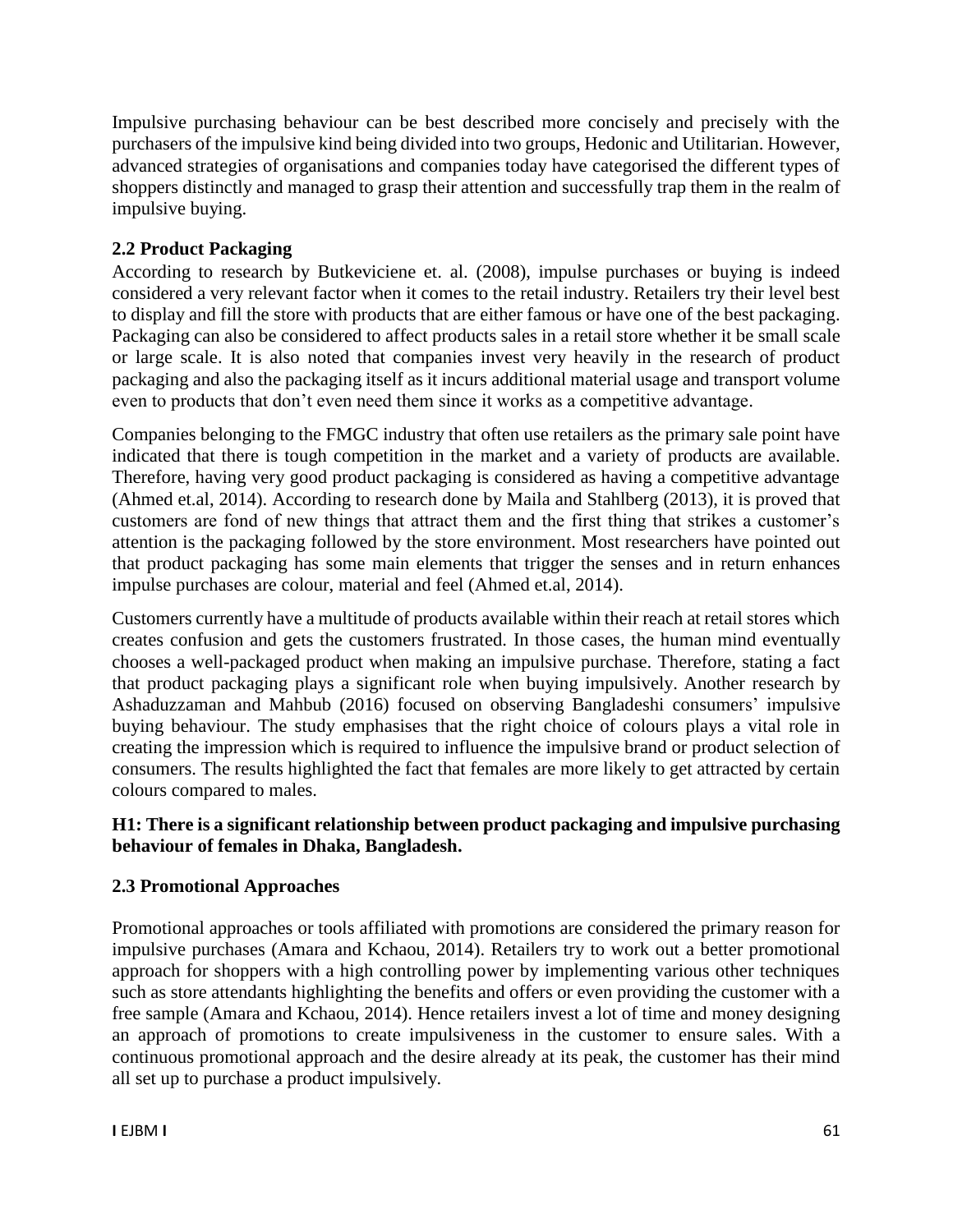Impulsive purchasing behaviour can be best described more concisely and precisely with the purchasers of the impulsive kind being divided into two groups, Hedonic and Utilitarian. However, advanced strategies of organisations and companies today have categorised the different types of shoppers distinctly and managed to grasp their attention and successfully trap them in the realm of impulsive buying.

### 2.2 Product Packaging

According to research by Butkeviciene et. al. (2008), impulse purchases or buying is indeed considered a very relevant factor when it comes to the retail industry. Retailers try their level best to display and fill the store with products that are either famous or have one of the best packaging. Packaging can also be considered to affect products sales in a retail store whether it be small scale or large scale. It is also noted that companies invest very heavily in the research of product packaging and also the packaging itself as it incurs additional material usage and transport volume even to products that don't even need them since it works as a competitive advantage.

Companies belonging to the FMGC industry that often use retailers as the primary sale point have indicated that there is tough competition in the market and a variety of products are available. Therefore, having very good product packaging is considered as having a competitive advantage (Ahmed et.al, 2014). According to research done by Maila and Stahlberg (2013), it is proved that customers are fond of new things that attract them and the first thing that strikes a customer's attention is the packaging followed by the store environment. Most researchers have pointed out that product packaging has some main elements that trigger the senses and in return enhances impulse purchases are colour, material and feel (Ahmed et.al, 2014).

Customers currently have a multitude of products available within their reach at retail stores which creates confusion and gets the customers frustrated. In those cases, the human mind eventually chooses a well-packaged product when making an impulsive purchase. Therefore, stating a fact that product packaging plays a significant role when buying impulsively. Another research by Ashaduzzaman and Mahbub (2016) focused on observing Bangladeshi consumers' impulsive buying behaviour. The study emphasises that the right choice of colours plays a vital role in creating the impression which is required to influence the impulsive brand or product selection of consumers. The results highlighted the fact that females are more likely to get attracted by certain colours compared to males.

**H1: There is a significant relationship between product packaging and impulsive purchasing behaviour of females in Dhaka, Bangladesh.**

### 2.3 Promotional Approaches

Promotional approaches or tools affiliated with promotions are considered the primary reason for impulsive purchases (Amara and Kchaou, 2014). Retailers try to work out a better promotional approach for shoppers with a high controlling power by implementing various other techniques such as store attendants highlighting the benefits and offers or even providing the customer with a free sample (Amara and Kchaou, 2014). Hence retailers invest a lot of time and money designing an approach of promotions to create impulsiveness in the customer to ensure sales. With a continuous promotional approach and the desire already at its peak, the customer has their mind all set up to purchase a product impulsively.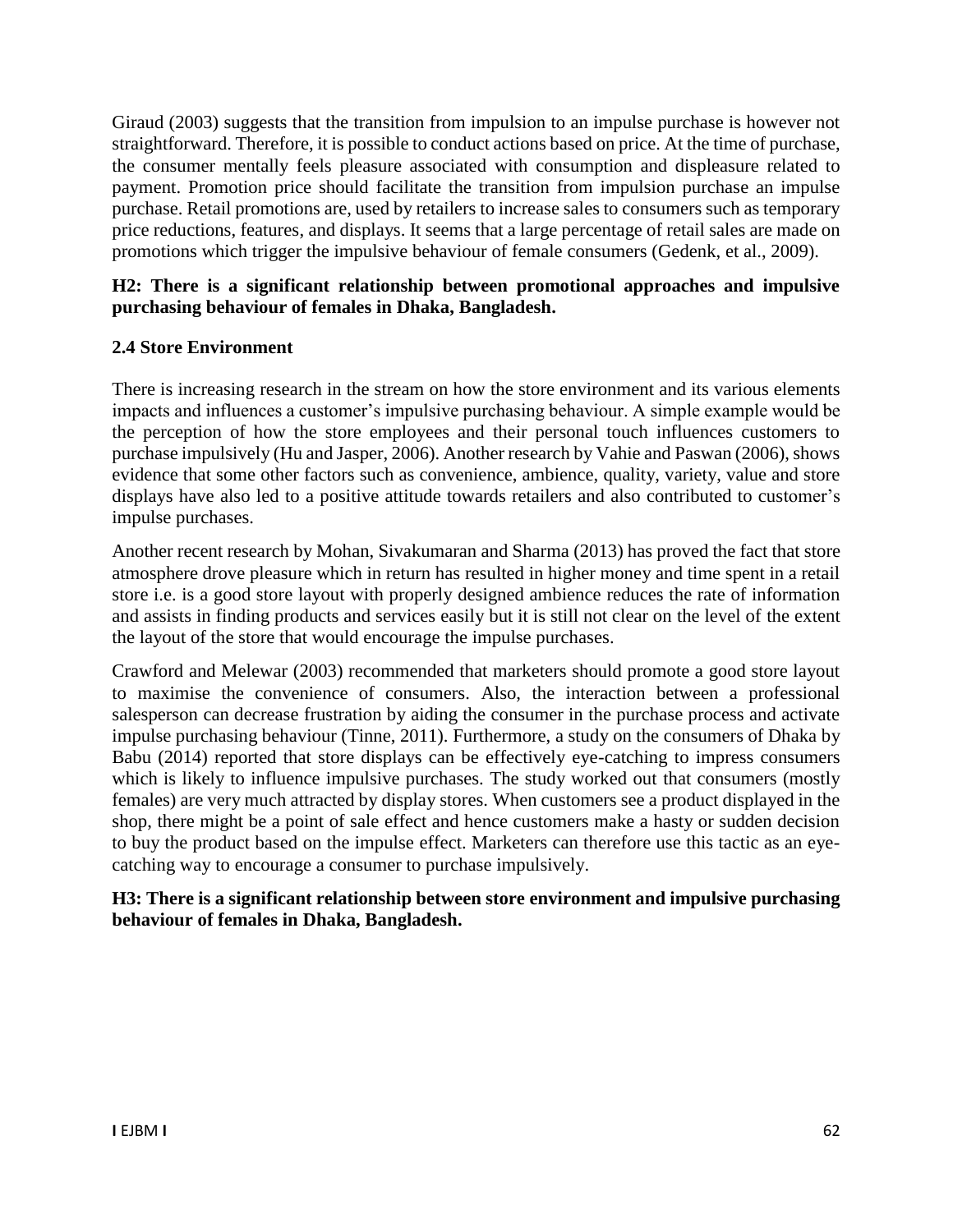Giraud (2003) suggests that the transition from impulsion to an impulse purchase is however not straightforward. Therefore, it is possible to conduct actions based on price. At the time of purchase, the consumer mentally feels pleasure associated with consumption and displeasure related to payment. Promotion price should facilitate the transition from impulsion purchase an impulse purchase. Retail promotions are, used by retailers to increase sales to consumers such as temporary price reductions, features, and displays. It seems that a large percentage of retail sales are made on promotions which trigger the impulsive behaviour of female consumers (Gedenk, et al., 2009).

**H2: There is a significant relationship between promotional approaches and impulsive purchasing behaviour of females in Dhaka, Bangladesh.**

### 2.4 Store Environment

There is increasing research in the stream on how the store environment and its various elements impacts and influences a customer's impulsive purchasing behaviour. A simple example would be the perception of how the store employees and their personal touch influences customers to purchase impulsively (Hu and Jasper, 2006). Another research by Vahie and Paswan (2006), shows evidence that some other factors such as convenience, ambience, quality, variety, value and store displays have also led to a positive attitude towards retailers and also contributed to customer's impulse purchases.

Another recent research by Mohan, Sivakumaran and Sharma (2013) has proved the fact that store atmosphere drove pleasure which in return has resulted in higher money and time spent in a retail store i.e. is a good store layout with properly designed ambience reduces the rate of information and assists in finding products and services easily but it is still not clear on the level of the extent the layout of the store that would encourage the impulse purchases.

Crawford and Melewar (2003) recommended that marketers should promote a good store layout to maximise the convenience of consumers. Also, the interaction between a professional salesperson can decrease frustration by aiding the consumer in the purchase process and activate impulse purchasing behaviour (Tinne, 2011). Furthermore, a study on the consumers of Dhaka by Babu (2014) reported that store displays can be effectively eye-catching to impress consumers which is likely to influence impulsive purchases. The study worked out that consumers (mostly females) are very much attracted by display stores. When customers see a product displayed in the shop, there might be a point of sale effect and hence customers make a hasty or sudden decision to buy the product based on the impulse effect. Marketers can therefore use this tactic as an eye-catching way to encourage a consumer to purchase impulsively.

**H3: There is a significant relationship between store environment and impulsive purchasing behaviour of females in Dhaka, Bangladesh.**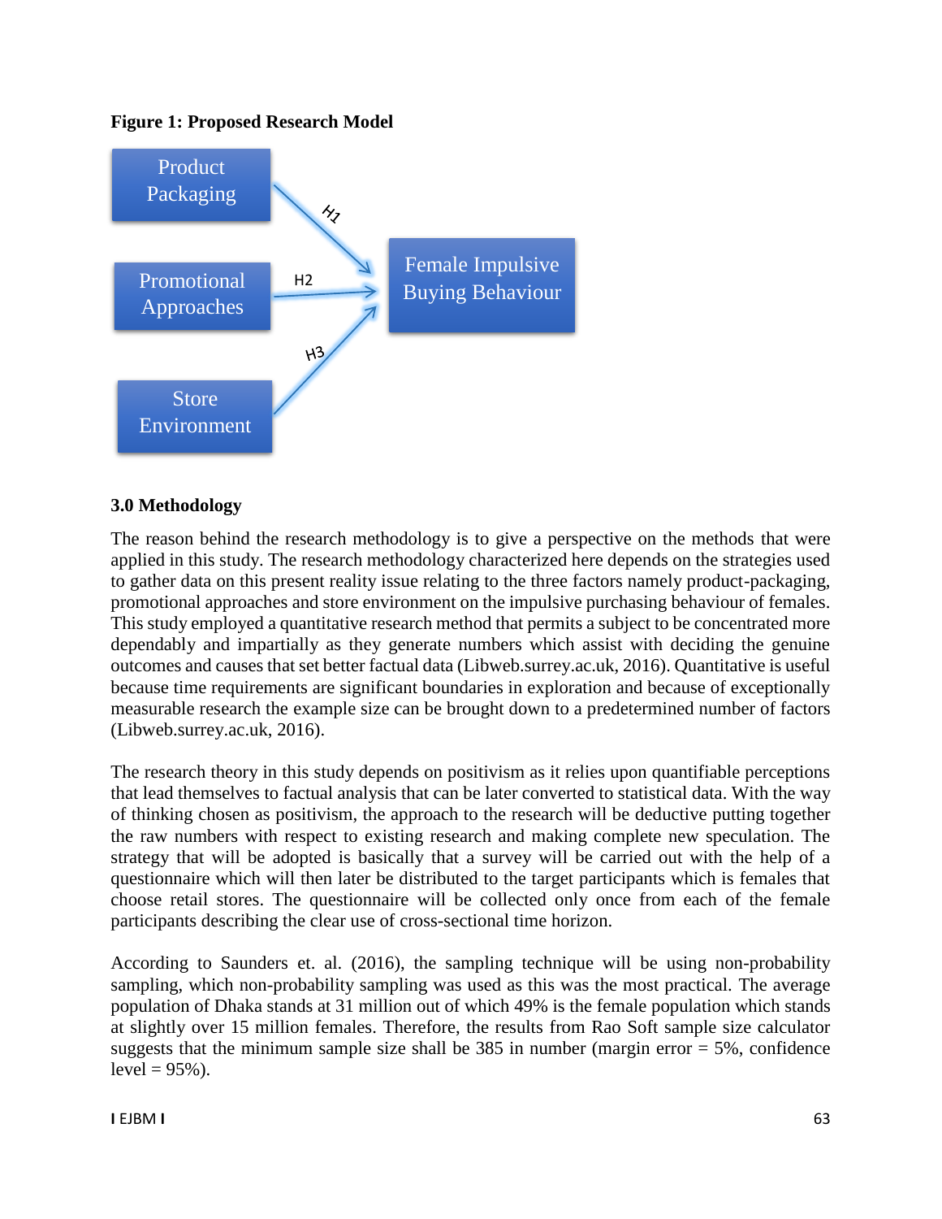**Figure 1: Proposed Research Model**

Product Packaging → (H1) → Female Impulsive Buying Behaviour

Promotional Approaches → (H2) → Female Impulsive Buying Behaviour

Store Environment → (H3) → Female Impulsive Buying Behaviour

## 3.0 Methodology

The reason behind the research methodology is to give a perspective on the methods that were applied in this study. The research methodology characterized here depends on the strategies used to gather data on this present reality issue relating to the three factors namely product-packaging, promotional approaches and store environment on the impulsive purchasing behaviour of females. This study employed a quantitative research method that permits a subject to be concentrated more dependably and impartially as they generate numbers which assist with deciding the genuine outcomes and causes that set better factual data (Libweb.surrey.ac.uk, 2016). Quantitative is useful because time requirements are significant boundaries in exploration and because of exceptionally measurable research the example size can be brought down to a predetermined number of factors (Libweb.surrey.ac.uk, 2016).

The research theory in this study depends on positivism as it relies upon quantifiable perceptions that lead themselves to factual analysis that can be later converted to statistical data. With the way of thinking chosen as positivism, the approach to the research will be deductive putting together the raw numbers with respect to existing research and making complete new speculation. The strategy that will be adopted is basically that a survey will be carried out with the help of a questionnaire which will then later be distributed to the target participants which is females that choose retail stores. The questionnaire will be collected only once from each of the female participants describing the clear use of cross-sectional time horizon.

According to Saunders et. al. (2016), the sampling technique will be using non-probability sampling, which non-probability sampling was used as this was the most practical. The average population of Dhaka stands at 31 million out of which 49% is the female population which stands at slightly over 15 million females. Therefore, the results from Rao Soft sample size calculator suggests that the minimum sample size shall be 385 in number (margin error = 5%, confidence level = 95%).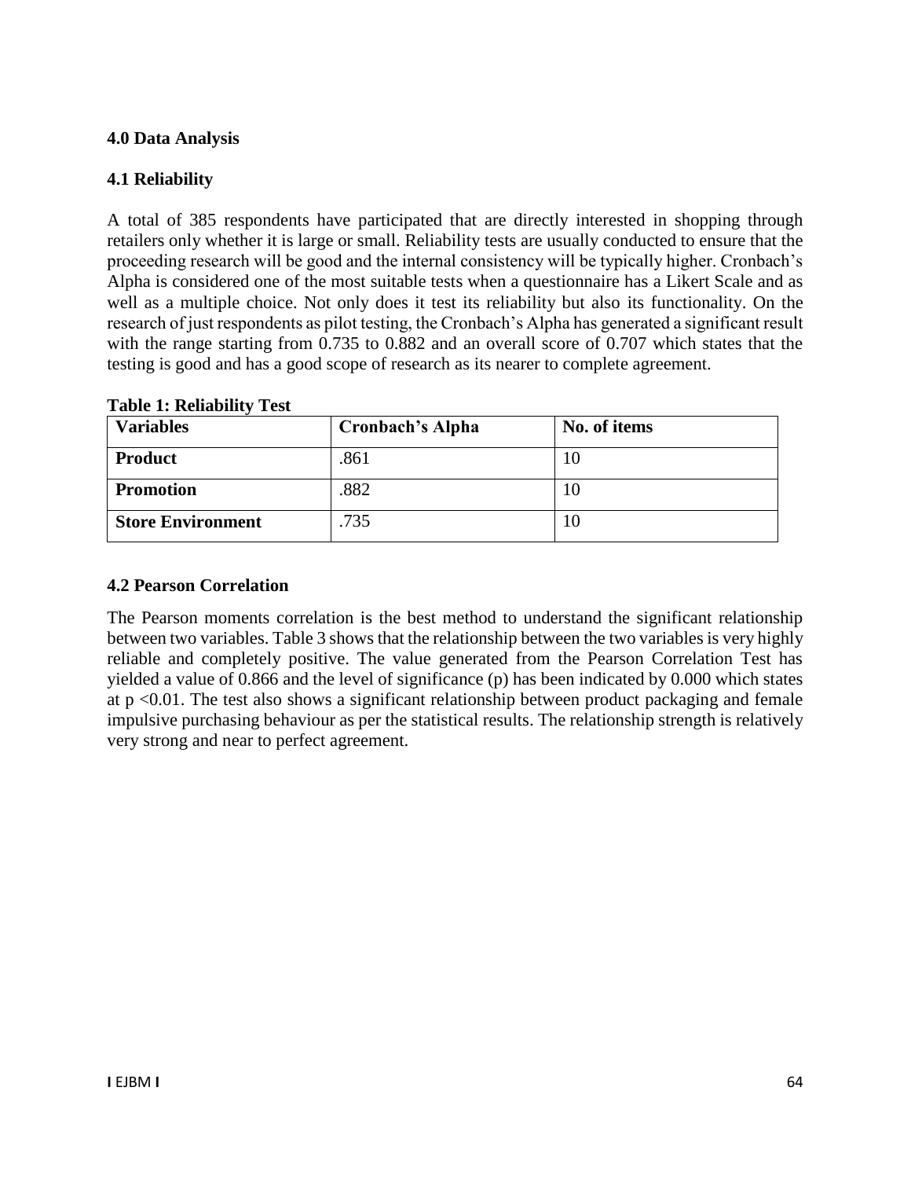## 4.0 Data Analysis

### 4.1 Reliability

A total of 385 respondents have participated that are directly interested in shopping through retailers only whether it is large or small. Reliability tests are usually conducted to ensure that the proceeding research will be good and the internal consistency will be typically higher. Cronbach's Alpha is considered one of the most suitable tests when a questionnaire has a Likert Scale and as well as a multiple choice. Not only does it test its reliability but also its functionality. On the research of just respondents as pilot testing, the Cronbach's Alpha has generated a significant result with the range starting from 0.735 to 0.882 and an overall score of 0.707 which states that the testing is good and has a good scope of research as its nearer to complete agreement.

**Table 1: Reliability Test**

| Variables | Cronbach's Alpha | No. of items |
|---|---|---|
| **Product** | .861 | 10 |
| **Promotion** | .882 | 10 |
| **Store Environment** | .735 | 10 |

### 4.2 Pearson Correlation

The Pearson moments correlation is the best method to understand the significant relationship between two variables. Table 3 shows that the relationship between the two variables is very highly reliable and completely positive. The value generated from the Pearson Correlation Test has yielded a value of 0.866 and the level of significance (p) has been indicated by 0.000 which states at $p < 0.01$. The test also shows a significant relationship between product packaging and female impulsive purchasing behaviour as per the statistical results. The relationship strength is relatively very strong and near to perfect agreement.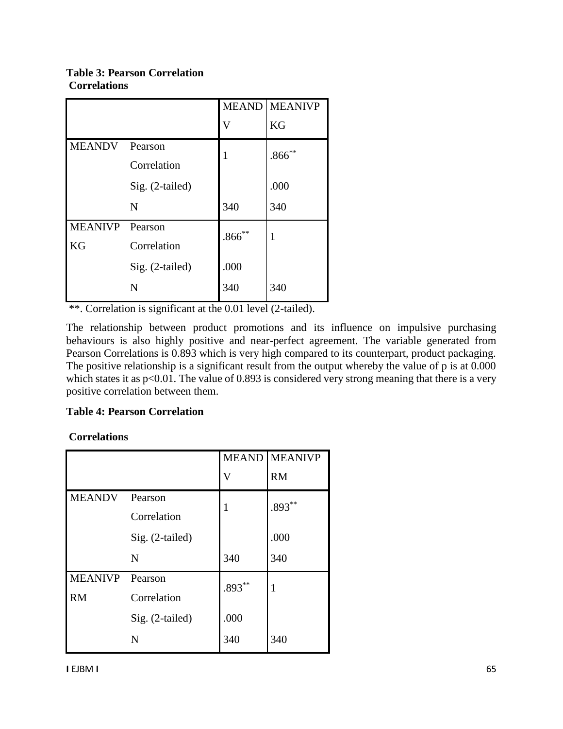**Table 3: Pearson Correlation**

**Correlations**

| | | MEANDV | MEANIVPKG |
|---|---|---|---|
| MEANDV | Pearson Correlation | 1 | .866** |
| | Sig. (2-tailed) | | .000 |
| | N | 340 | 340 |
| MEANIVPKG | Pearson Correlation | .866** | 1 |
| | Sig. (2-tailed) | .000 | |
| | N | 340 | 340 |

**. Correlation is significant at the 0.01 level (2-tailed).

The relationship between product promotions and its influence on impulsive purchasing behaviours is also highly positive and near-perfect agreement. The variable generated from Pearson Correlations is 0.893 which is very high compared to its counterpart, product packaging. The positive relationship is a significant result from the output whereby the value of p is at 0.000 which states it as $p<0.01$. The value of 0.893 is considered very strong meaning that there is a very positive correlation between them.

**Table 4: Pearson Correlation**

**Correlations**

| | | MEANDV | MEANIVPRM |
|---|---|---|---|
| MEANDV | Pearson Correlation | 1 | .893** |
| | Sig. (2-tailed) | | .000 |
| | N | 340 | 340 |
| MEANIVPRM | Pearson Correlation | .893** | 1 |
| | Sig. (2-tailed) | .000 | |
| | N | 340 | 340 |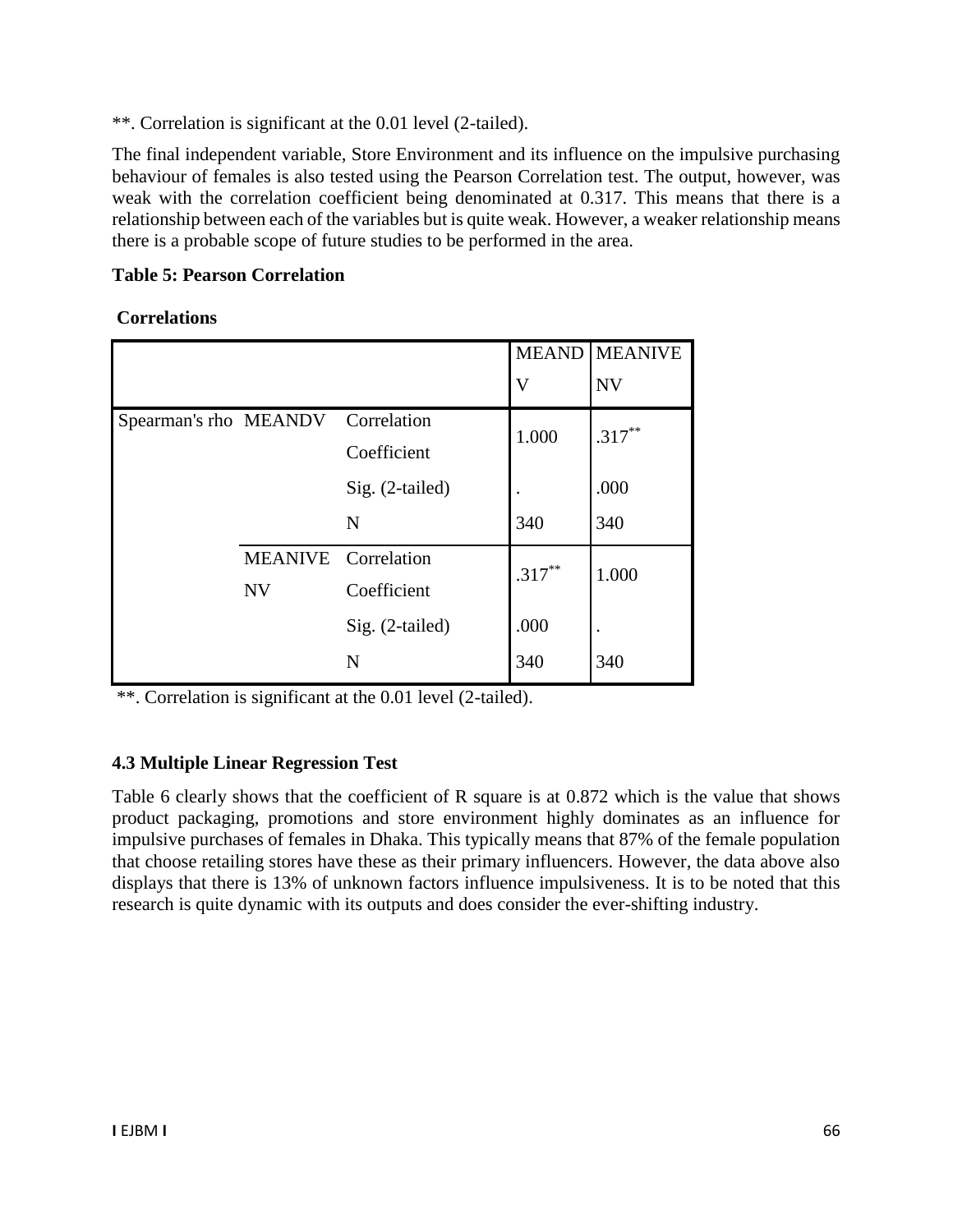**. Correlation is significant at the 0.01 level (2-tailed).

The final independent variable, Store Environment and its influence on the impulsive purchasing behaviour of females is also tested using the Pearson Correlation test. The output, however, was weak with the correlation coefficient being denominated at 0.317. This means that there is a relationship between each of the variables but is quite weak. However, a weaker relationship means there is a probable scope of future studies to be performed in the area.

**Table 5: Pearson Correlation**

**Correlations**

| | | | MEANDV | MEANIVENV |
|---|---|---|---|---|
| Spearman's rho | MEANDV | Correlation Coefficient | 1.000 | .317** |
| | | Sig. (2-tailed) | . | .000 |
| | | N | 340 | 340 |
| | MEANIVENV | Correlation Coefficient | .317** | 1.000 |
| | | Sig. (2-tailed) | .000 | . |
| | | N | 340 | 340 |

**. Correlation is significant at the 0.01 level (2-tailed).

### 4.3 Multiple Linear Regression Test

Table 6 clearly shows that the coefficient of R square is at 0.872 which is the value that shows product packaging, promotions and store environment highly dominates as an influence for impulsive purchases of females in Dhaka. This typically means that 87% of the female population that choose retailing stores have these as their primary influencers. However, the data above also displays that there is 13% of unknown factors influence impulsiveness. It is to be noted that this research is quite dynamic with its outputs and does consider the ever-shifting industry.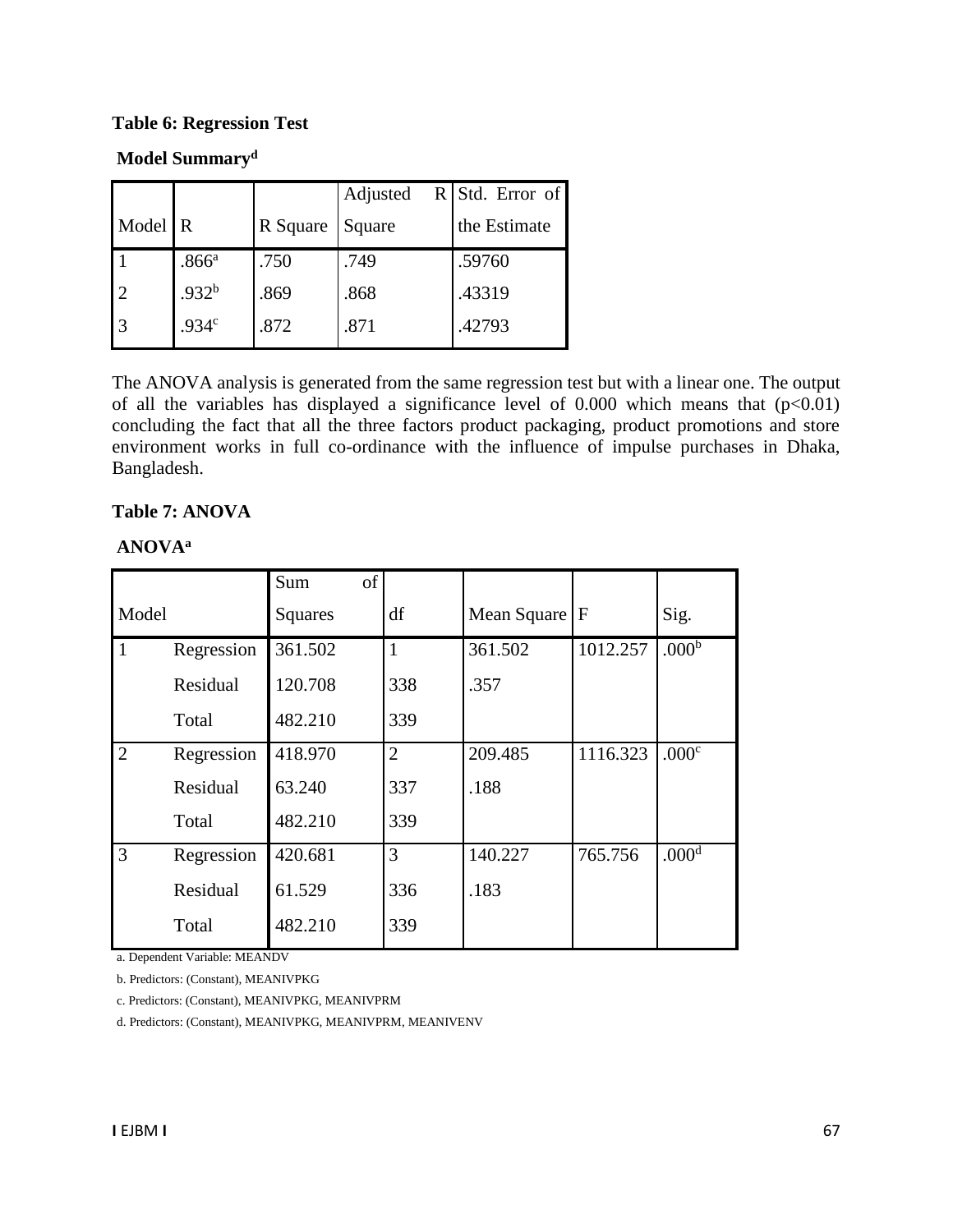**Table 6: Regression Test**

**Model Summary[d]**

| Model | R | R Square | Adjusted R Square | Std. Error of the Estimate |
|---|---|---|---|---|
| 1 | .866[a] | .750 | .749 | .59760 |
| 2 | .932[b] | .869 | .868 | .43319 |
| 3 | .934[c] | .872 | .871 | .42793 |

The ANOVA analysis is generated from the same regression test but with a linear one. The output of all the variables has displayed a significance level of 0.000 which means that ($p<0.01$) concluding the fact that all the three factors product packaging, product promotions and store environment works in full co-ordinance with the influence of impulse purchases in Dhaka, Bangladesh.

**Table 7: ANOVA**

**ANOVA[a]**

| Model | | Sum of Squares | df | Mean Square | F | Sig. |
|---|---|---|---|---|---|---|
| 1 | Regression | 361.502 | 1 | 361.502 | 1012.257 | .000[b] |
| | Residual | 120.708 | 338 | .357 | | |
| | Total | 482.210 | 339 | | | |
| 2 | Regression | 418.970 | 2 | 209.485 | 1116.323 | .000[c] |
| | Residual | 63.240 | 337 | .188 | | |
| | Total | 482.210 | 339 | | | |
| 3 | Regression | 420.681 | 3 | 140.227 | 765.756 | .000[d] |
| | Residual | 61.529 | 336 | .183 | | |
| | Total | 482.210 | 339 | | | |

a. Dependent Variable: MEANDV

b. Predictors: (Constant), MEANIVPKG

c. Predictors: (Constant), MEANIVPKG, MEANIVPRM

d. Predictors: (Constant), MEANIVPKG, MEANIVPRM, MEANIVENV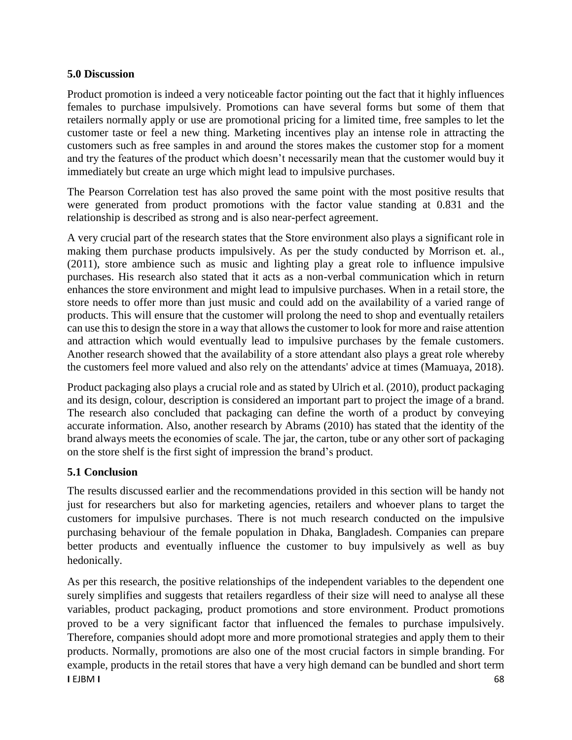### 5.0 Discussion

Product promotion is indeed a very noticeable factor pointing out the fact that it highly influences females to purchase impulsively. Promotions can have several forms but some of them that retailers normally apply or use are promotional pricing for a limited time, free samples to let the customer taste or feel a new thing. Marketing incentives play an intense role in attracting the customers such as free samples in and around the stores makes the customer stop for a moment and try the features of the product which doesn't necessarily mean that the customer would buy it immediately but create an urge which might lead to impulsive purchases.

The Pearson Correlation test has also proved the same point with the most positive results that were generated from product promotions with the factor value standing at 0.831 and the relationship is described as strong and is also near-perfect agreement.

A very crucial part of the research states that the Store environment also plays a significant role in making them purchase products impulsively. As per the study conducted by Morrison et. al., (2011), store ambience such as music and lighting play a great role to influence impulsive purchases. His research also stated that it acts as a non-verbal communication which in return enhances the store environment and might lead to impulsive purchases. When in a retail store, the store needs to offer more than just music and could add on the availability of a varied range of products. This will ensure that the customer will prolong the need to shop and eventually retailers can use this to design the store in a way that allows the customer to look for more and raise attention and attraction which would eventually lead to impulsive purchases by the female customers. Another research showed that the availability of a store attendant also plays a great role whereby the customers feel more valued and also rely on the attendants' advice at times (Mamuaya, 2018).

Product packaging also plays a crucial role and as stated by Ulrich et al. (2010), product packaging and its design, colour, description is considered an important part to project the image of a brand. The research also concluded that packaging can define the worth of a product by conveying accurate information. Also, another research by Abrams (2010) has stated that the identity of the brand always meets the economies of scale. The jar, the carton, tube or any other sort of packaging on the store shelf is the first sight of impression the brand's product.

### 5.1 Conclusion

The results discussed earlier and the recommendations provided in this section will be handy not just for researchers but also for marketing agencies, retailers and whoever plans to target the customers for impulsive purchases. There is not much research conducted on the impulsive purchasing behaviour of the female population in Dhaka, Bangladesh. Companies can prepare better products and eventually influence the customer to buy impulsively as well as buy hedonically.

As per this research, the positive relationships of the independent variables to the dependent one surely simplifies and suggests that retailers regardless of their size will need to analyse all these variables, product packaging, product promotions and store environment. Product promotions proved to be a very significant factor that influenced the females to purchase impulsively. Therefore, companies should adopt more and more promotional strategies and apply them to their products. Normally, promotions are also one of the most crucial factors in simple branding. For example, products in the retail stores that have a very high demand can be bundled and short term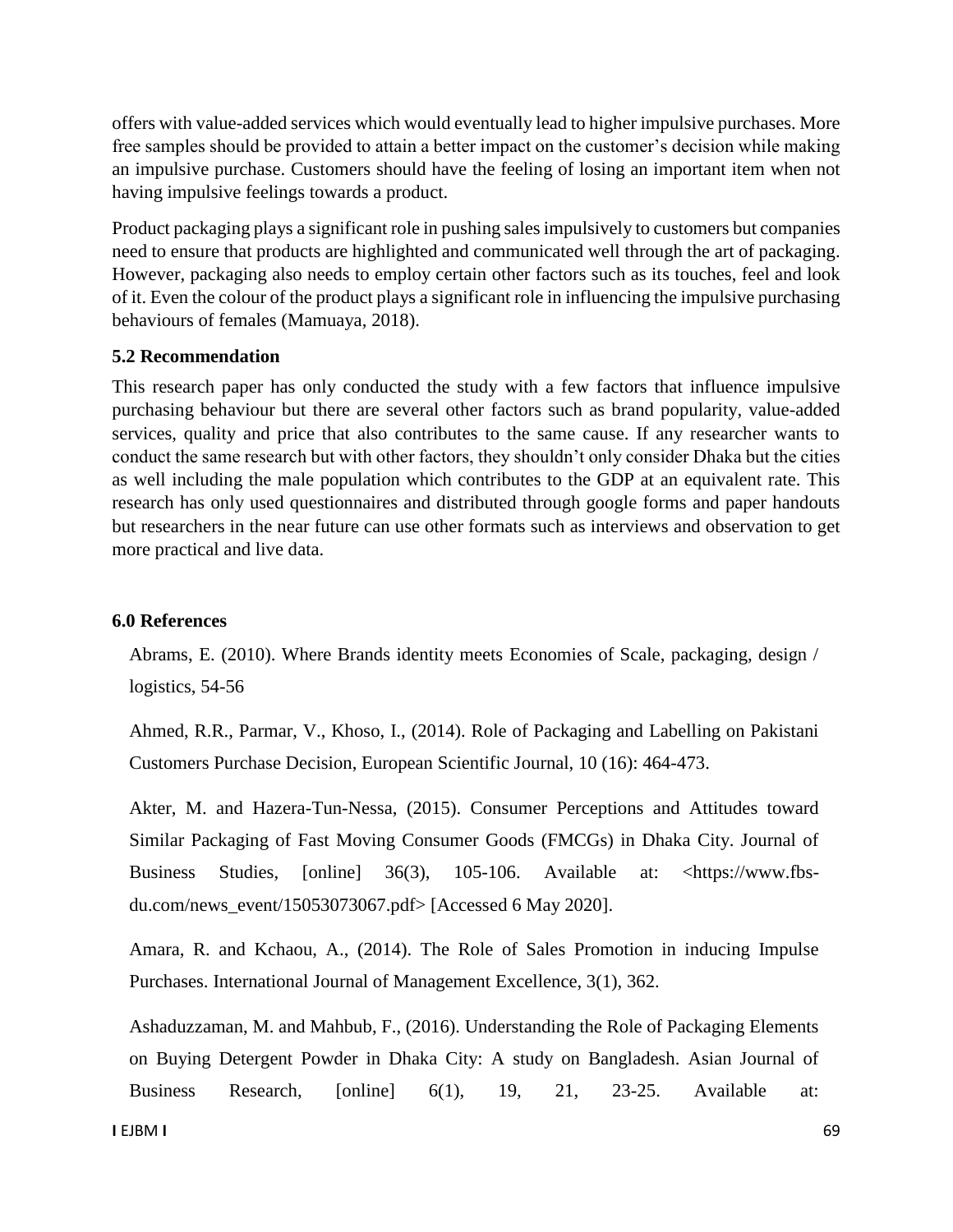offers with value-added services which would eventually lead to higher impulsive purchases. More free samples should be provided to attain a better impact on the customer's decision while making an impulsive purchase. Customers should have the feeling of losing an important item when not having impulsive feelings towards a product.

Product packaging plays a significant role in pushing sales impulsively to customers but companies need to ensure that products are highlighted and communicated well through the art of packaging. However, packaging also needs to employ certain other factors such as its touches, feel and look of it. Even the colour of the product plays a significant role in influencing the impulsive purchasing behaviours of females (Mamuaya, 2018).

### 5.2 Recommendation

This research paper has only conducted the study with a few factors that influence impulsive purchasing behaviour but there are several other factors such as brand popularity, value-added services, quality and price that also contributes to the same cause. If any researcher wants to conduct the same research but with other factors, they shouldn't only consider Dhaka but the cities as well including the male population which contributes to the GDP at an equivalent rate. This research has only used questionnaires and distributed through google forms and paper handouts but researchers in the near future can use other formats such as interviews and observation to get more practical and live data.

## 6.0 References

Abrams, E. (2010). Where Brands identity meets Economies of Scale, packaging, design / logistics, 54-56

Ahmed, R.R., Parmar, V., Khoso, I., (2014). Role of Packaging and Labelling on Pakistani Customers Purchase Decision, European Scientific Journal, 10 (16): 464-473.

Akter, M. and Hazera-Tun-Nessa, (2015). Consumer Perceptions and Attitudes toward Similar Packaging of Fast Moving Consumer Goods (FMCGs) in Dhaka City. Journal of Business Studies, [online] 36(3), 105-106. Available at: <https://www.fbs-du.com/news_event/15053073067.pdf> [Accessed 6 May 2020].

Amara, R. and Kchaou, A., (2014). The Role of Sales Promotion in inducing Impulse Purchases. International Journal of Management Excellence, 3(1), 362.

Ashaduzzaman, M. and Mahbub, F., (2016). Understanding the Role of Packaging Elements on Buying Detergent Powder in Dhaka City: A study on Bangladesh. Asian Journal of Business Research, [online] 6(1), 19, 21, 23-25. Available at: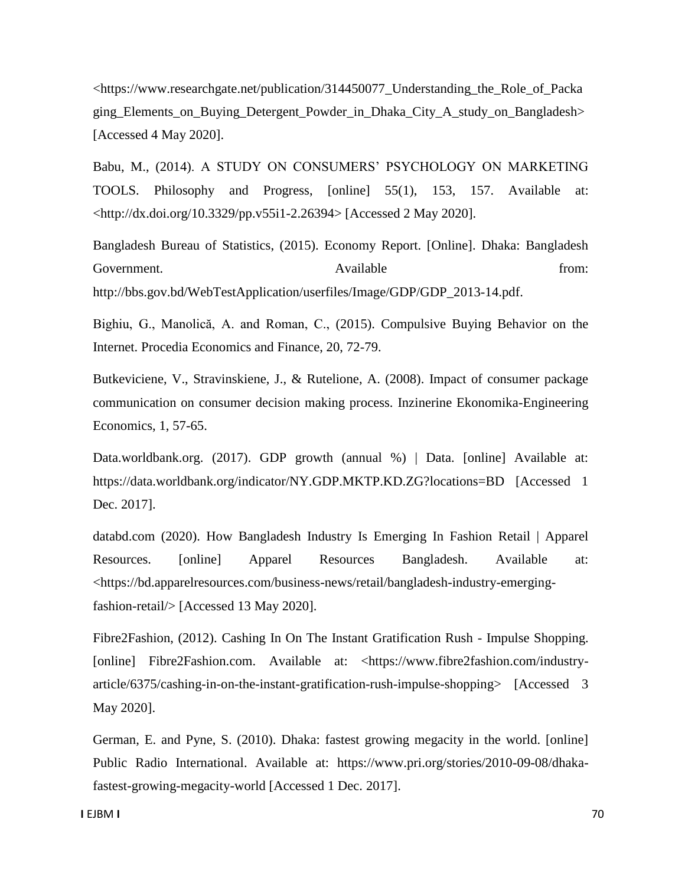<https://www.researchgate.net/publication/314450077_Understanding_the_Role_of_Packaging_Elements_on_Buying_Detergent_Powder_in_Dhaka_City_A_study_on_Bangladesh> [Accessed 4 May 2020].

Babu, M., (2014). A STUDY ON CONSUMERS' PSYCHOLOGY ON MARKETING TOOLS. Philosophy and Progress, [online] 55(1), 153, 157. Available at: <http://dx.doi.org/10.3329/pp.v55i1-2.26394> [Accessed 2 May 2020].

Bangladesh Bureau of Statistics, (2015). Economy Report. [Online]. Dhaka: Bangladesh Government. Available from: http://bbs.gov.bd/WebTestApplication/userfiles/Image/GDP/GDP_2013-14.pdf.

Bighiu, G., Manolică, A. and Roman, C., (2015). Compulsive Buying Behavior on the Internet. Procedia Economics and Finance, 20, 72-79.

Butkeviciene, V., Stravinskiene, J., & Rutelione, A. (2008). Impact of consumer package communication on consumer decision making process. Inzinerine Ekonomika-Engineering Economics, 1, 57-65.

Data.worldbank.org. (2017). GDP growth (annual %) | Data. [online] Available at: https://data.worldbank.org/indicator/NY.GDP.MKTP.KD.ZG?locations=BD [Accessed 1 Dec. 2017].

databd.com (2020). How Bangladesh Industry Is Emerging In Fashion Retail | Apparel Resources. [online] Apparel Resources Bangladesh. Available at: <https://bd.apparelresources.com/business-news/retail/bangladesh-industry-emerging-fashion-retail/> [Accessed 13 May 2020].

Fibre2Fashion, (2012). Cashing In On The Instant Gratification Rush - Impulse Shopping. [online] Fibre2Fashion.com. Available at: <https://www.fibre2fashion.com/industry-article/6375/cashing-in-on-the-instant-gratification-rush-impulse-shopping> [Accessed 3 May 2020].

German, E. and Pyne, S. (2010). Dhaka: fastest growing megacity in the world. [online] Public Radio International. Available at: https://www.pri.org/stories/2010-09-08/dhaka-fastest-growing-megacity-world [Accessed 1 Dec. 2017].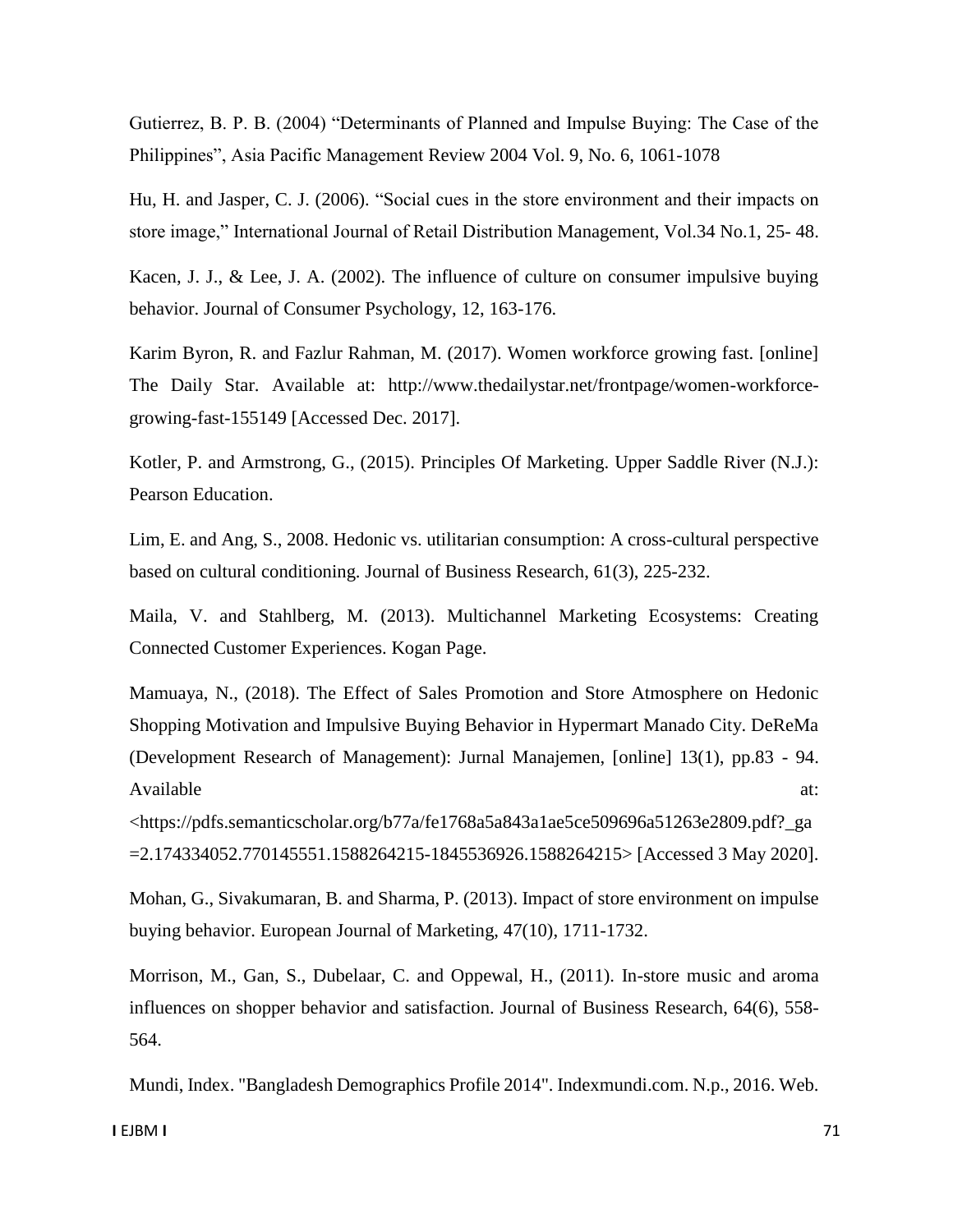Gutierrez, B. P. B. (2004) "Determinants of Planned and Impulse Buying: The Case of the Philippines", Asia Pacific Management Review 2004 Vol. 9, No. 6, 1061-1078

Hu, H. and Jasper, C. J. (2006). "Social cues in the store environment and their impacts on store image," International Journal of Retail Distribution Management, Vol.34 No.1, 25- 48.

Kacen, J. J., & Lee, J. A. (2002). The influence of culture on consumer impulsive buying behavior. Journal of Consumer Psychology, 12, 163-176.

Karim Byron, R. and Fazlur Rahman, M. (2017). Women workforce growing fast. [online] The Daily Star. Available at: http://www.thedailystar.net/frontpage/women-workforce-growing-fast-155149 [Accessed Dec. 2017].

Kotler, P. and Armstrong, G., (2015). Principles Of Marketing. Upper Saddle River (N.J.): Pearson Education.

Lim, E. and Ang, S., 2008. Hedonic vs. utilitarian consumption: A cross-cultural perspective based on cultural conditioning. Journal of Business Research, 61(3), 225-232.

Maila, V. and Stahlberg, M. (2013). Multichannel Marketing Ecosystems: Creating Connected Customer Experiences. Kogan Page.

Mamuaya, N., (2018). The Effect of Sales Promotion and Store Atmosphere on Hedonic Shopping Motivation and Impulsive Buying Behavior in Hypermart Manado City. DeReMa (Development Research of Management): Jurnal Manajemen, [online] 13(1), pp.83 - 94. Available at: <https://pdfs.semanticscholar.org/b77a/fe1768a5a843a1ae5ce509696a51263e2809.pdf?_ga=2.174334052.770145551.1588264215-1845536926.1588264215> [Accessed 3 May 2020].

Mohan, G., Sivakumaran, B. and Sharma, P. (2013). Impact of store environment on impulse buying behavior. European Journal of Marketing, 47(10), 1711-1732.

Morrison, M., Gan, S., Dubelaar, C. and Oppewal, H., (2011). In-store music and aroma influences on shopper behavior and satisfaction. Journal of Business Research, 64(6), 558-564.

Mundi, Index. "Bangladesh Demographics Profile 2014". Indexmundi.com. N.p., 2016. Web.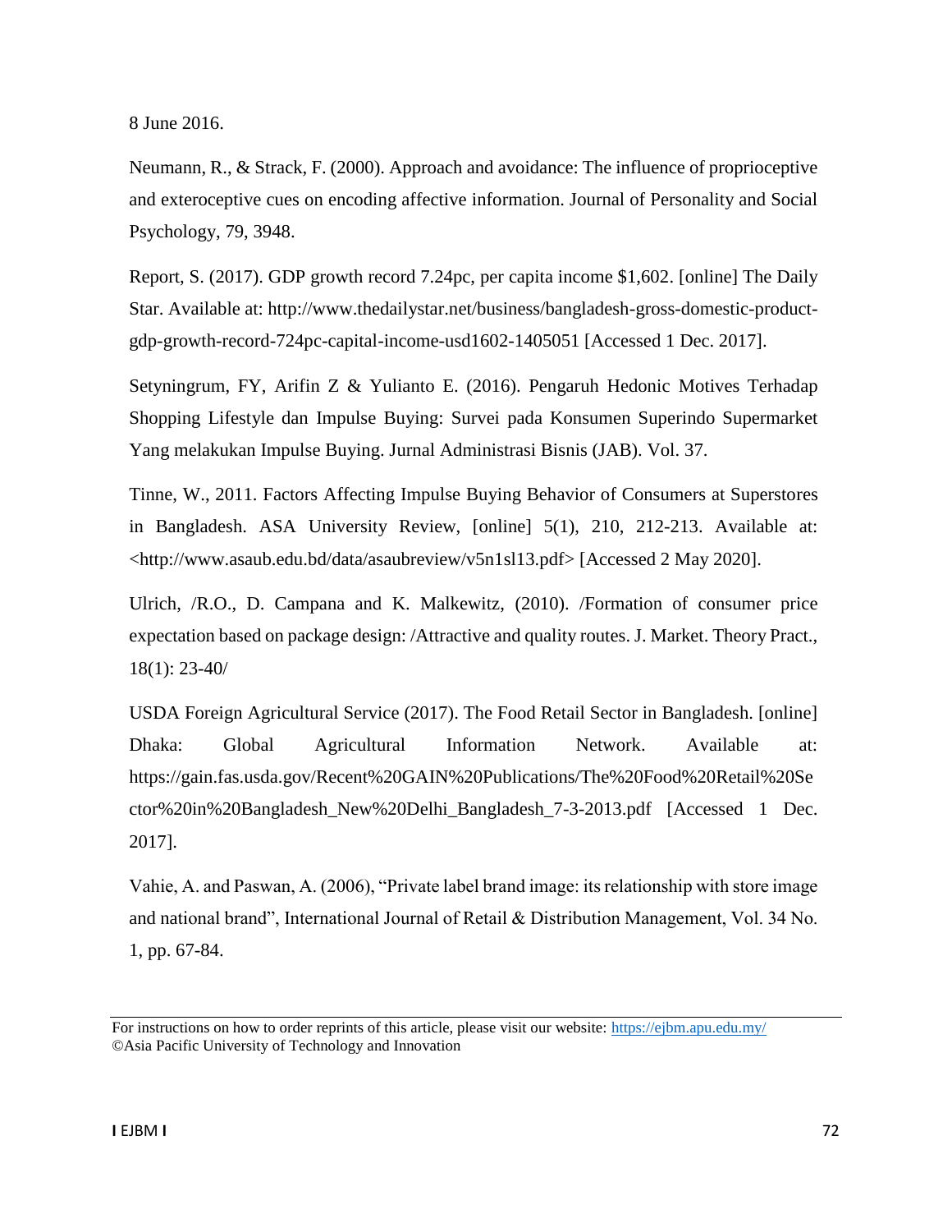8 June 2016.

Neumann, R., & Strack, F. (2000). Approach and avoidance: The influence of proprioceptive and exteroceptive cues on encoding affective information. Journal of Personality and Social Psychology, 79, 3948.

Report, S. (2017). GDP growth record 7.24pc, per capita income $1,602. [online] The Daily Star. Available at: http://www.thedailystar.net/business/bangladesh-gross-domestic-product-gdp-growth-record-724pc-capital-income-usd1602-1405051 [Accessed 1 Dec. 2017].

Setyningrum, FY, Arifin Z & Yulianto E. (2016). Pengaruh Hedonic Motives Terhadap Shopping Lifestyle dan Impulse Buying: Survei pada Konsumen Superindo Supermarket Yang melakukan Impulse Buying. Jurnal Administrasi Bisnis (JAB). Vol. 37.

Tinne, W., 2011. Factors Affecting Impulse Buying Behavior of Consumers at Superstores in Bangladesh. ASA University Review, [online] 5(1), 210, 212-213. Available at: <http://www.asaub.edu.bd/data/asaubreview/v5n1sl13.pdf> [Accessed 2 May 2020].

Ulrich, /R.O., D. Campana and K. Malkewitz, (2010). /Formation of consumer price expectation based on package design: /Attractive and quality routes. J. Market. Theory Pract., 18(1): 23-40/

USDA Foreign Agricultural Service (2017). The Food Retail Sector in Bangladesh. [online] Dhaka: Global Agricultural Information Network. Available at: https://gain.fas.usda.gov/Recent%20GAIN%20Publications/The%20Food%20Retail%20Sector%20in%20Bangladesh_New%20Delhi_Bangladesh_7-3-2013.pdf [Accessed 1 Dec. 2017].

Vahie, A. and Paswan, A. (2006), "Private label brand image: its relationship with store image and national brand", International Journal of Retail & Distribution Management, Vol. 34 No. 1, pp. 67-84.

For instructions on how to order reprints of this article, please visit our website: https://ejbm.apu.edu.my/
©Asia Pacific University of Technology and Innovation